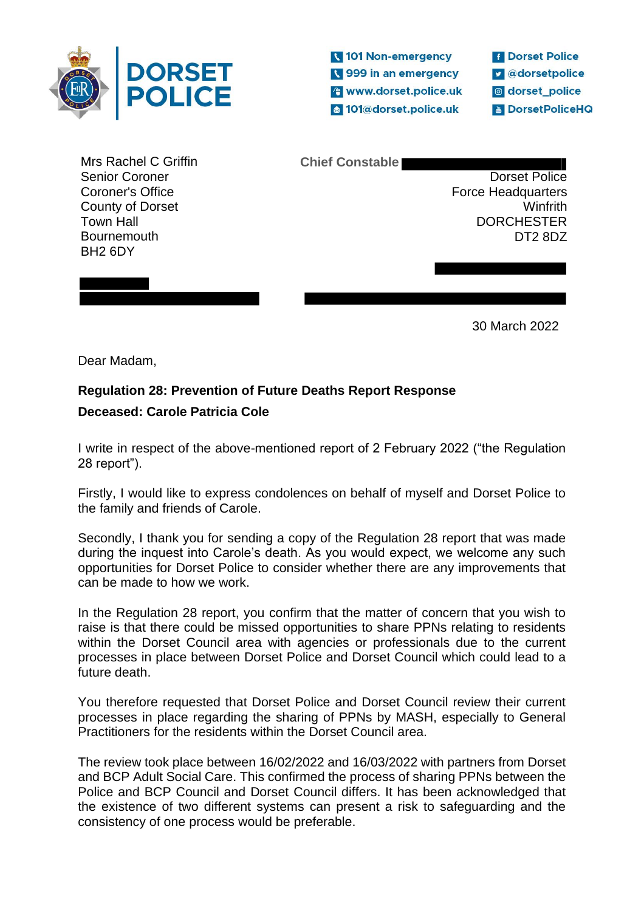**DORSET POLICE**

101 Non-emergency
999 in an emergency
www.dorset.police.uk
101@dorset.police.uk

Dorset Police
@dorsetpolice
dorset_police
DorsetPoliceHQ

Mrs Rachel C Griffin
Senior Coroner
Coroner's Office
County of Dorset
Town Hall
Bournemouth
BH2 6DY

**Chief Constable**
Dorset Police
Force Headquarters
Winfrith
DORCHESTER
DT2 8DZ

30 March 2022

Dear Madam,

**Regulation 28: Prevention of Future Deaths Report Response**

**Deceased: Carole Patricia Cole**

I write in respect of the above-mentioned report of 2 February 2022 ("the Regulation 28 report").

Firstly, I would like to express condolences on behalf of myself and Dorset Police to the family and friends of Carole.

Secondly, I thank you for sending a copy of the Regulation 28 report that was made during the inquest into Carole's death. As you would expect, we welcome any such opportunities for Dorset Police to consider whether there are any improvements that can be made to how we work.

In the Regulation 28 report, you confirm that the matter of concern that you wish to raise is that there could be missed opportunities to share PPNs relating to residents within the Dorset Council area with agencies or professionals due to the current processes in place between Dorset Police and Dorset Council which could lead to a future death.

You therefore requested that Dorset Police and Dorset Council review their current processes in place regarding the sharing of PPNs by MASH, especially to General Practitioners for the residents within the Dorset Council area.

The review took place between 16/02/2022 and 16/03/2022 with partners from Dorset and BCP Adult Social Care. This confirmed the process of sharing PPNs between the Police and BCP Council and Dorset Council differs. It has been acknowledged that the existence of two different systems can present a risk to safeguarding and the consistency of one process would be preferable.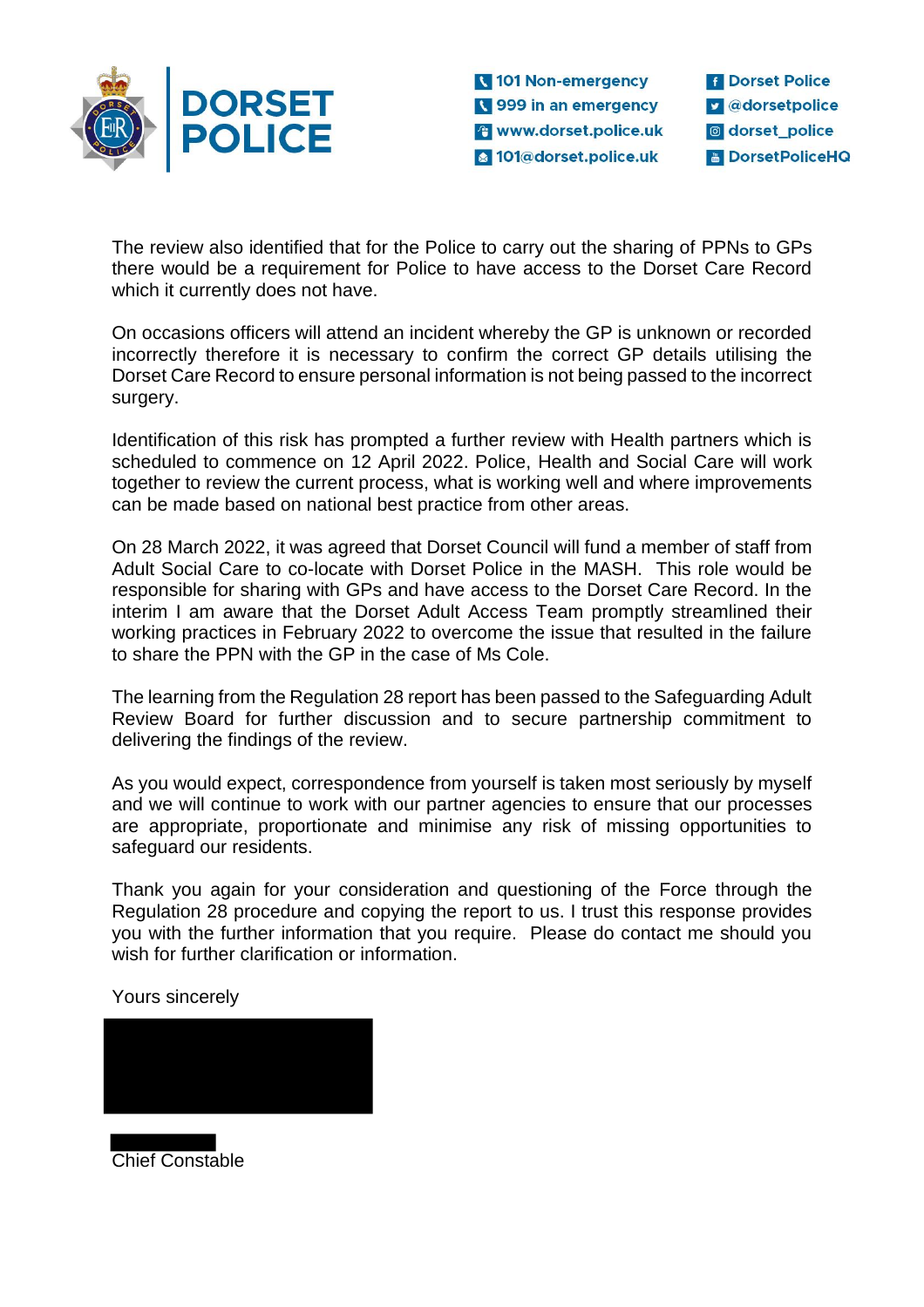The review also identified that for the Police to carry out the sharing of PPNs to GPs there would be a requirement for Police to have access to the Dorset Care Record which it currently does not have.

On occasions officers will attend an incident whereby the GP is unknown or recorded incorrectly therefore it is necessary to confirm the correct GP details utilising the Dorset Care Record to ensure personal information is not being passed to the incorrect surgery.

Identification of this risk has prompted a further review with Health partners which is scheduled to commence on 12 April 2022. Police, Health and Social Care will work together to review the current process, what is working well and where improvements can be made based on national best practice from other areas.

On 28 March 2022, it was agreed that Dorset Council will fund a member of staff from Adult Social Care to co-locate with Dorset Police in the MASH. This role would be responsible for sharing with GPs and have access to the Dorset Care Record. In the interim I am aware that the Dorset Adult Access Team promptly streamlined their working practices in February 2022 to overcome the issue that resulted in the failure to share the PPN with the GP in the case of Ms Cole.

The learning from the Regulation 28 report has been passed to the Safeguarding Adult Review Board for further discussion and to secure partnership commitment to delivering the findings of the review.

As you would expect, correspondence from yourself is taken most seriously by myself and we will continue to work with our partner agencies to ensure that our processes are appropriate, proportionate and minimise any risk of missing opportunities to safeguard our residents.

Thank you again for your consideration and questioning of the Force through the Regulation 28 procedure and copying the report to us. I trust this response provides you with the further information that you require. Please do contact me should you wish for further clarification or information.

Yours sincerely

Chief Constable